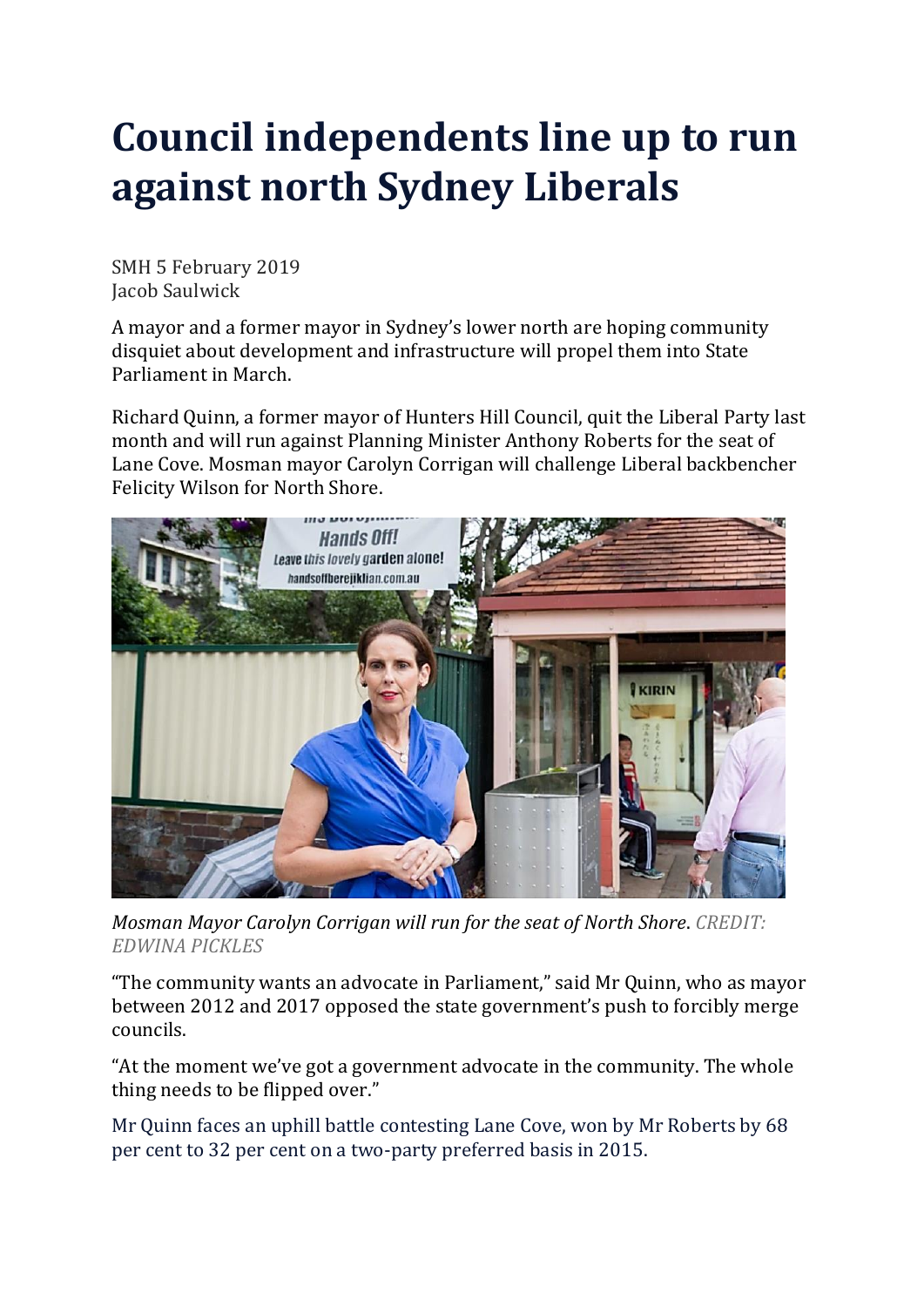# Council independents line up to run against north Sydney Liberals

SMH 5 February 2019
Jacob Saulwick

A mayor and a former mayor in Sydney's lower north are hoping community disquiet about development and infrastructure will propel them into State Parliament in March.

Richard Quinn, a former mayor of Hunters Hill Council, quit the Liberal Party last month and will run against Planning Minister Anthony Roberts for the seat of Lane Cove. Mosman mayor Carolyn Corrigan will challenge Liberal backbencher Felicity Wilson for North Shore.

*Mosman Mayor Carolyn Corrigan will run for the seat of North Shore*. *CREDIT: EDWINA PICKLES*

"The community wants an advocate in Parliament," said Mr Quinn, who as mayor between 2012 and 2017 opposed the state government's push to forcibly merge councils.

"At the moment we've got a government advocate in the community. The whole thing needs to be flipped over."

Mr Quinn faces an uphill battle contesting Lane Cove, won by Mr Roberts by 68 per cent to 32 per cent on a two-party preferred basis in 2015.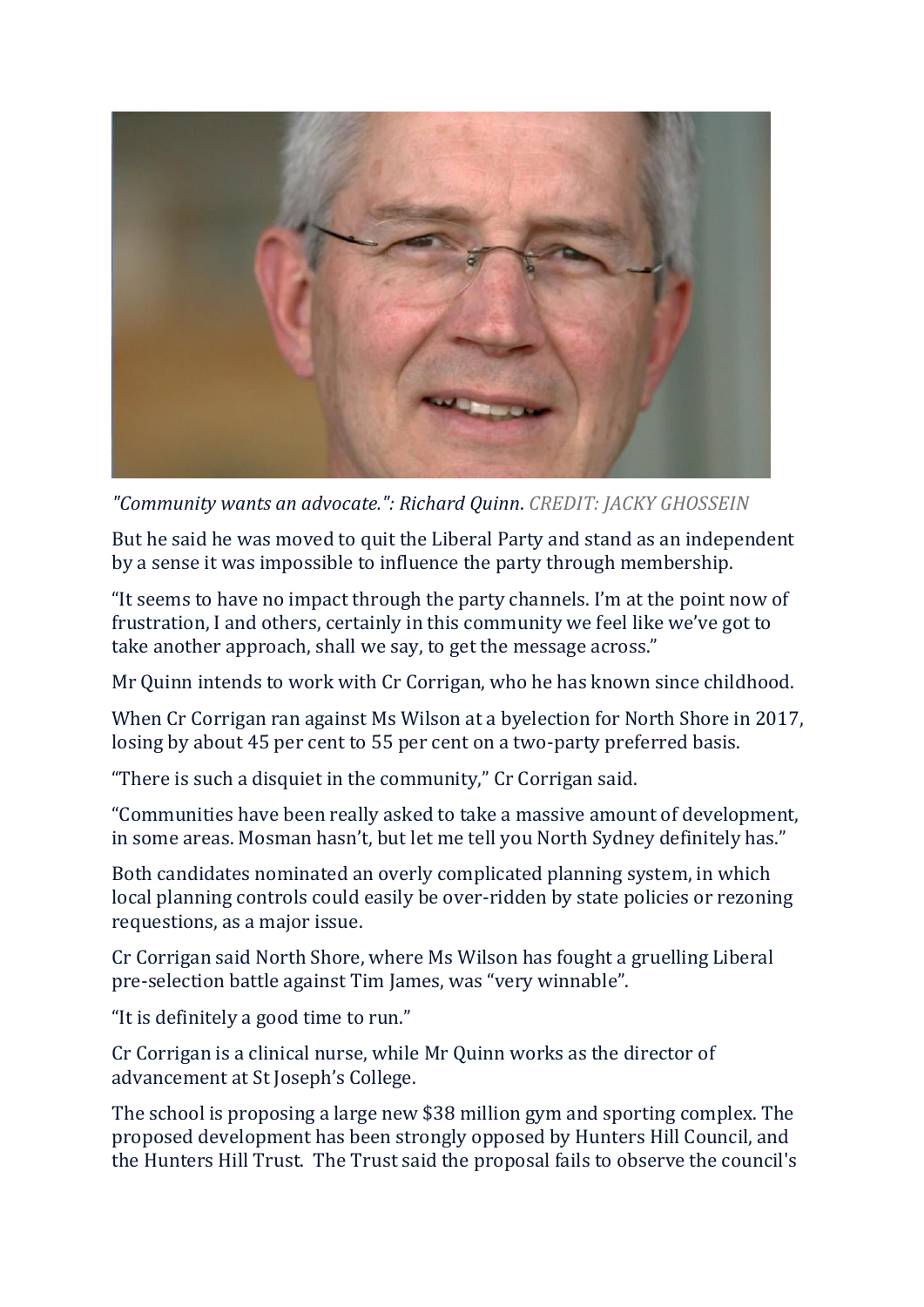*"Community wants an advocate.": Richard Quinn. CREDIT: JACKY GHOSSEIN*

But he said he was moved to quit the Liberal Party and stand as an independent by a sense it was impossible to influence the party through membership.

"It seems to have no impact through the party channels. I'm at the point now of frustration, I and others, certainly in this community we feel like we've got to take another approach, shall we say, to get the message across."

Mr Quinn intends to work with Cr Corrigan, who he has known since childhood.

When Cr Corrigan ran against Ms Wilson at a byelection for North Shore in 2017, losing by about 45 per cent to 55 per cent on a two-party preferred basis.

"There is such a disquiet in the community," Cr Corrigan said.

"Communities have been really asked to take a massive amount of development, in some areas. Mosman hasn't, but let me tell you North Sydney definitely has."

Both candidates nominated an overly complicated planning system, in which local planning controls could easily be over-ridden by state policies or rezoning requestions, as a major issue.

Cr Corrigan said North Shore, where Ms Wilson has fought a gruelling Liberal pre-selection battle against Tim James, was "very winnable".

"It is definitely a good time to run."

Cr Corrigan is a clinical nurse, while Mr Quinn works as the director of advancement at St Joseph's College.

The school is proposing a large new $38 million gym and sporting complex. The proposed development has been strongly opposed by Hunters Hill Council, and the Hunters Hill Trust. The Trust said the proposal fails to observe the council's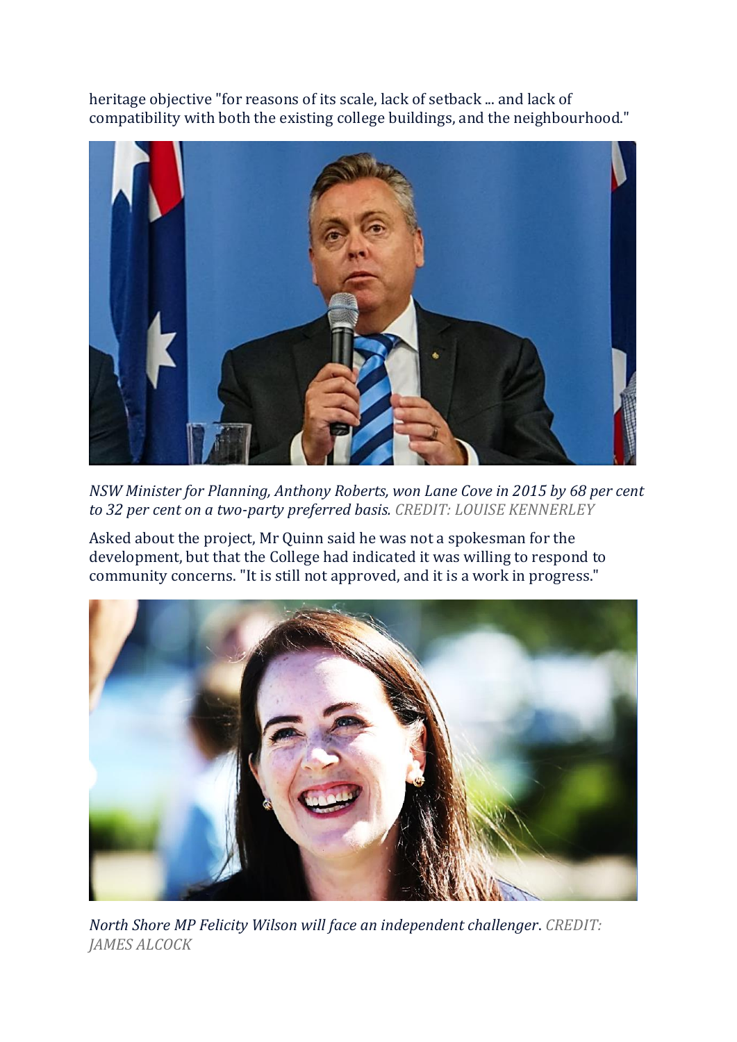heritage objective "for reasons of its scale, lack of setback ... and lack of compatibility with both the existing college buildings, and the neighbourhood."

*NSW Minister for Planning, Anthony Roberts, won Lane Cove in 2015 by 68 per cent to 32 per cent on a two-party preferred basis. CREDIT: LOUISE KENNERLEY*

Asked about the project, Mr Quinn said he was not a spokesman for the development, but that the College had indicated it was willing to respond to community concerns. "It is still not approved, and it is a work in progress."

*North Shore MP Felicity Wilson will face an independent challenger. CREDIT: JAMES ALCOCK*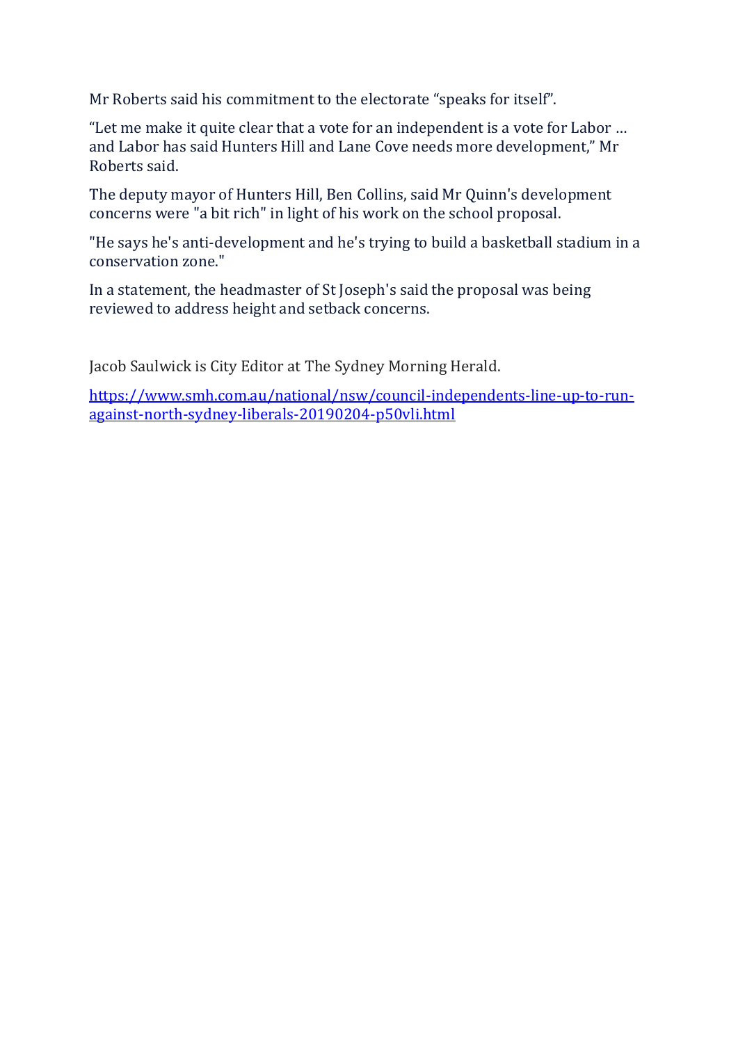Mr Roberts said his commitment to the electorate “speaks for itself”.

“Let me make it quite clear that a vote for an independent is a vote for Labor … and Labor has said Hunters Hill and Lane Cove needs more development,” Mr Roberts said.

The deputy mayor of Hunters Hill, Ben Collins, said Mr Quinn's development concerns were "a bit rich" in light of his work on the school proposal.

"He says he's anti-development and he's trying to build a basketball stadium in a conservation zone."

In a statement, the headmaster of St Joseph's said the proposal was being reviewed to address height and setback concerns.

Jacob Saulwick is City Editor at The Sydney Morning Herald.

https://www.smh.com.au/national/nsw/council-independents-line-up-to-run-against-north-sydney-liberals-20190204-p50vli.html